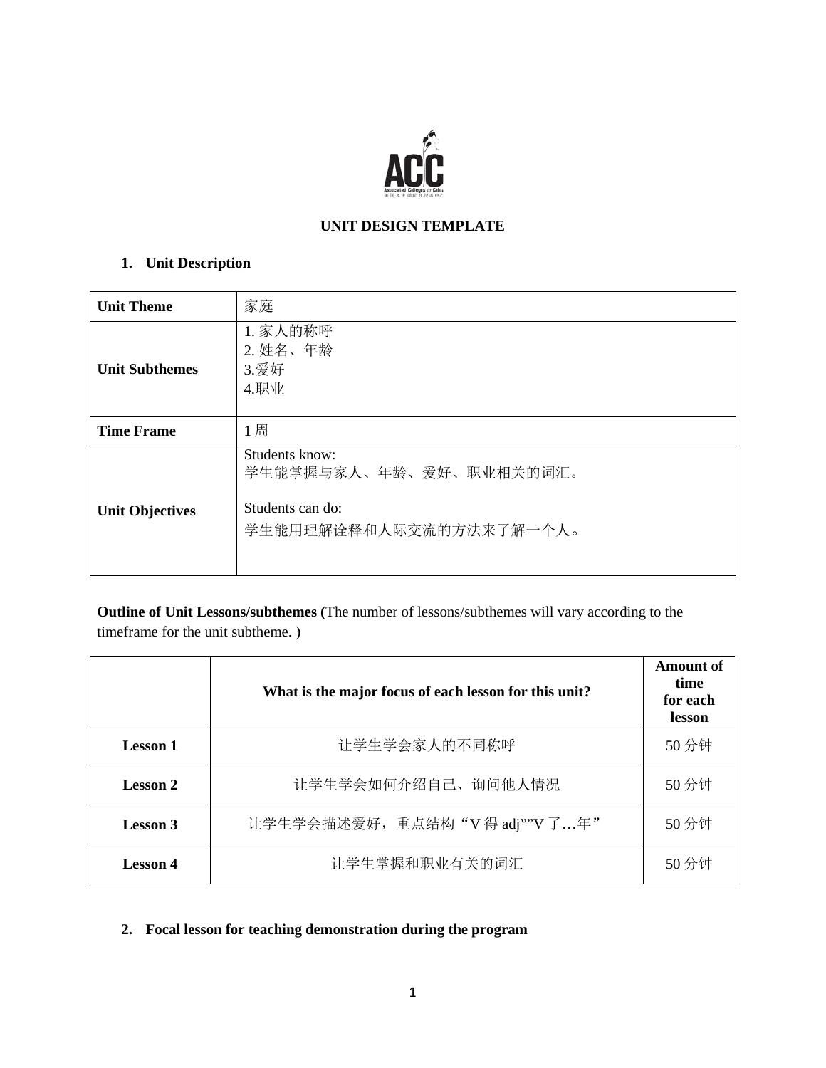# UNIT DESIGN TEMPLATE

## 1. Unit Description

| **Unit Theme** | 家庭 |
|---|---|
| **Unit Subthemes** | 1. 家人的称呼<br>2. 姓名、年龄<br>3.爱好<br>4.职业 |
| **Time Frame** | 1 周 |
| **Unit Objectives** | Students know:<br>学生能掌握与家人、年龄、爱好、职业相关的词汇。<br><br>Students can do:<br>学生能用理解诠释和人际交流的方法来了解一个人。 |

**Outline of Unit Lessons/subthemes (**The number of lessons/subthemes will vary according to the timeframe for the unit subtheme. )

| | **What is the major focus of each lesson for this unit?** | **Amount of time for each lesson** |
|---|---|---|
| **Lesson 1** | 让学生学会家人的不同称呼 | 50 分钟 |
| **Lesson 2** | 让学生学会如何介绍自己、询问他人情况 | 50 分钟 |
| **Lesson 3** | 让学生学会描述爱好，重点结构"V 得 adj""V 了…年" | 50 分钟 |
| **Lesson 4** | 让学生掌握和职业有关的词汇 | 50 分钟 |

## 2. Focal lesson for teaching demonstration during the program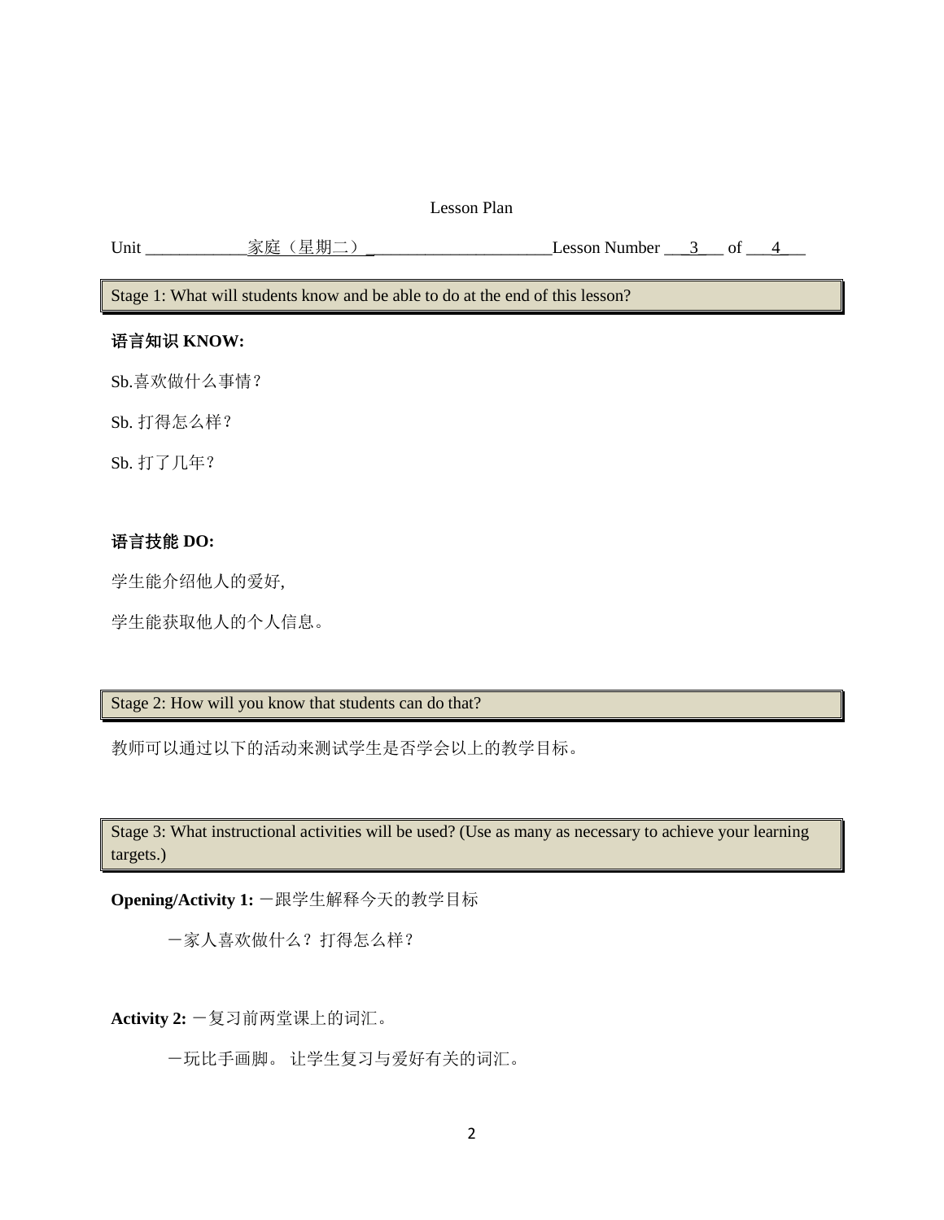# Lesson Plan

Unit ____________家庭（星期二）______________________Lesson Number ___3___ of ___4___

**Stage 1: What will students know and be able to do at the end of this lesson?**

**语言知识 KNOW:**

Sb.喜欢做什么事情？

Sb. 打得怎么样？

Sb. 打了几年？

**语言技能 DO:**

学生能介绍他人的爱好,

学生能获取他人的个人信息。

**Stage 2: How will you know that students can do that?**

教师可以通过以下的活动来测试学生是否学会以上的教学目标。

**Stage 3: What instructional activities will be used? (Use as many as necessary to achieve your learning targets.)**

**Opening/Activity 1:** －跟学生解释今天的教学目标

－家人喜欢做什么？打得怎么样？

**Activity 2:** －复习前两堂课上的词汇。

－玩比手画脚。 让学生复习与爱好有关的词汇。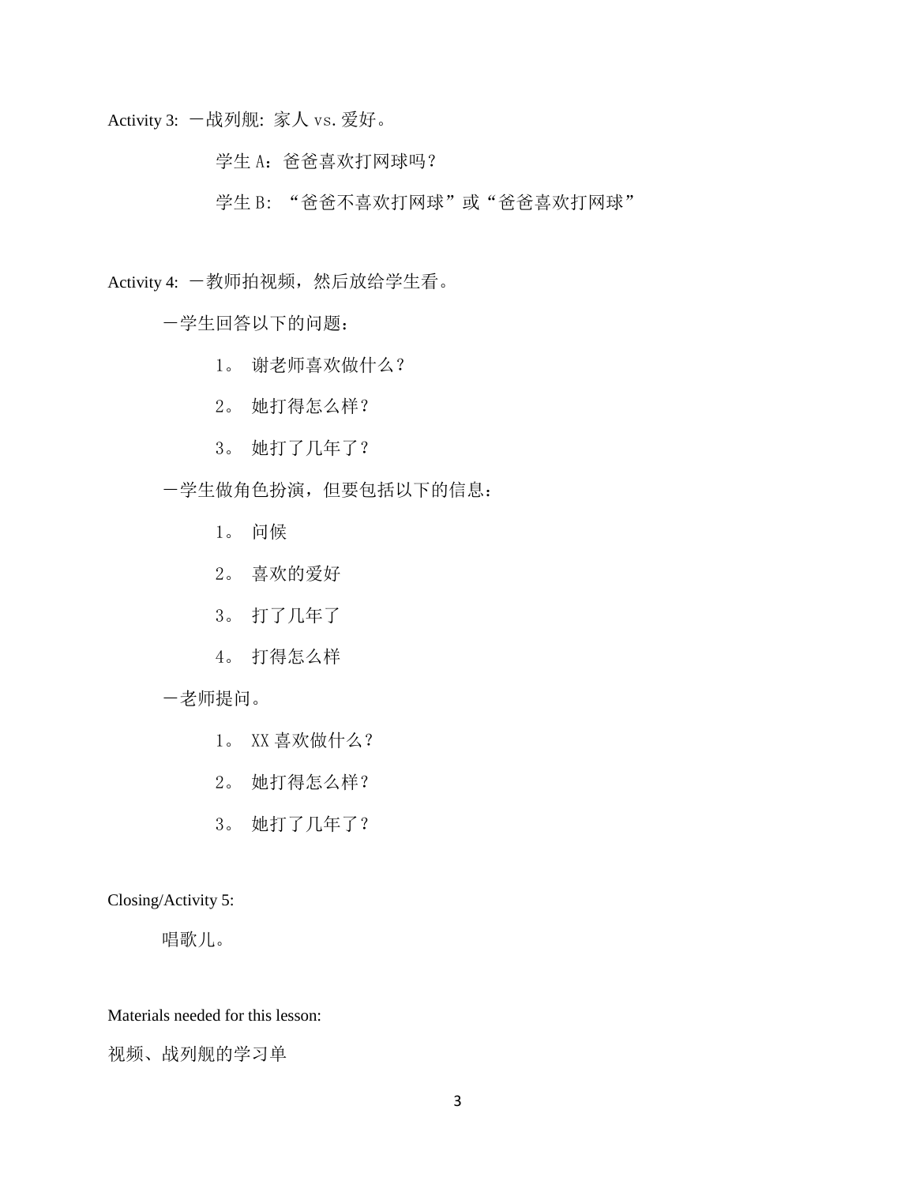Activity 3: 一战列舰: 家人 vs. 爱好。

学生 A：爸爸喜欢打网球吗？

学生 B: “爸爸不喜欢打网球”或“爸爸喜欢打网球”

Activity 4: 一教师拍视频，然后放给学生看。

一学生回答以下的问题：

1。 谢老师喜欢做什么？

2。 她打得怎么样？

3。 她打了几年了？

一学生做角色扮演，但要包括以下的信息：

1。 问候

2。 喜欢的爱好

3。 打了几年了

4。 打得怎么样

一老师提问。

1。 XX 喜欢做什么？

2。 她打得怎么样？

3。 她打了几年了？

Closing/Activity 5:

唱歌儿。

Materials needed for this lesson:

视频、战列舰的学习单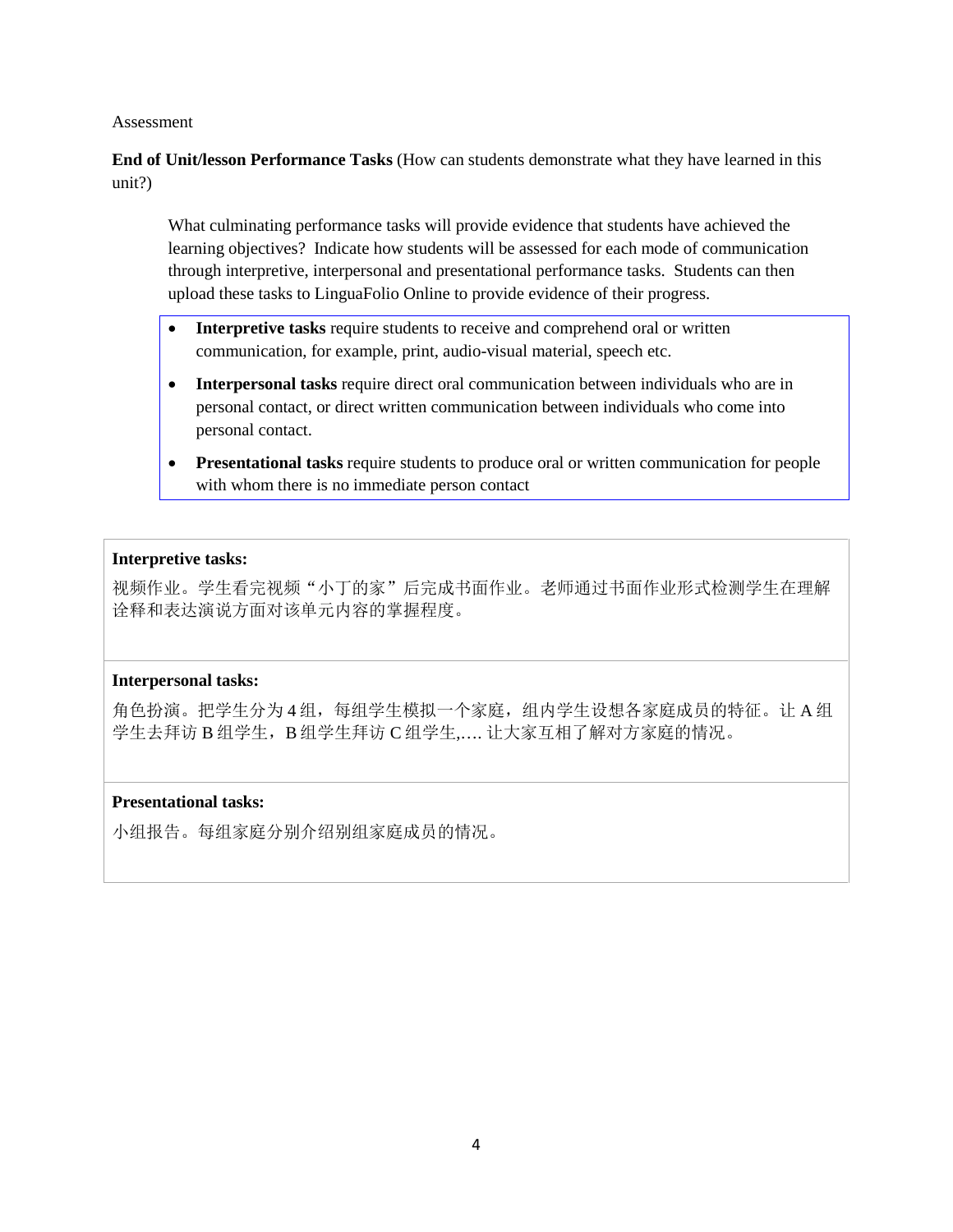Assessment

**End of Unit/lesson Performance Tasks** (How can students demonstrate what they have learned in this unit?)

What culminating performance tasks will provide evidence that students have achieved the learning objectives? Indicate how students will be assessed for each mode of communication through interpretive, interpersonal and presentational performance tasks. Students can then upload these tasks to LinguaFolio Online to provide evidence of their progress.

- **Interpretive tasks** require students to receive and comprehend oral or written communication, for example, print, audio-visual material, speech etc.
- **Interpersonal tasks** require direct oral communication between individuals who are in personal contact, or direct written communication between individuals who come into personal contact.
- **Presentational tasks** require students to produce oral or written communication for people with whom there is no immediate person contact

**Interpretive tasks:**

视频作业。学生看完视频"小丁的家"后完成书面作业。老师通过书面作业形式检测学生在理解诠释和表达演说方面对该单元内容的掌握程度。

**Interpersonal tasks:**

角色扮演。把学生分为4组，每组学生模拟一个家庭，组内学生设想各家庭成员的特征。让A组学生去拜访B组学生，B组学生拜访C组学生,…. 让大家互相了解对方家庭的情况。

**Presentational tasks:**

小组报告。每组家庭分别介绍别组家庭成员的情况。